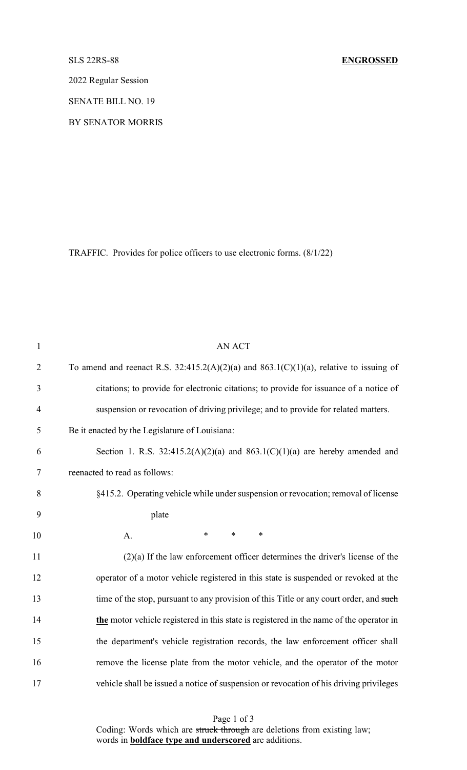SLS 22RS-88 **ENGROSSED**

2022 Regular Session

SENATE BILL NO. 19

BY SENATOR MORRIS

TRAFFIC. Provides for police officers to use electronic forms. (8/1/22)

AN ACT

To amend and reenact R.S. 32:415.2(A)(2)(a) and 863.1(C)(1)(a), relative to issuing of citations; to provide for electronic citations; to provide for issuance of a notice of suspension or revocation of driving privilege; and to provide for related matters.

Be it enacted by the Legislature of Louisiana:

Section 1. R.S. 32:415.2(A)(2)(a) and 863.1(C)(1)(a) are hereby amended and reenacted to read as follows:

§415.2. Operating vehicle while under suspension or revocation; removal of license plate

A. * * *

(2)(a) If the law enforcement officer determines the driver's license of the operator of a motor vehicle registered in this state is suspended or revoked at the time of the stop, pursuant to any provision of this Title or any court order, and ~~such~~ **<u>the</u>** motor vehicle registered in this state is registered in the name of the operator in the department's vehicle registration records, the law enforcement officer shall remove the license plate from the motor vehicle, and the operator of the motor vehicle shall be issued a notice of suspension or revocation of his driving privileges

Coding: Words which are ~~struck through~~ are deletions from existing law; words in **<u>boldface type and underscored</u>** are additions.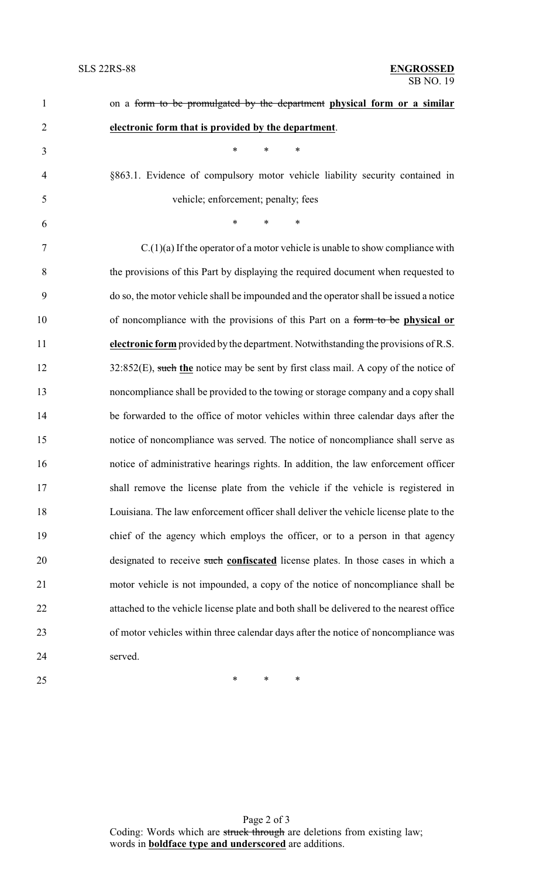on a ~~form to be promulgated by the department~~ **<u>physical form or a similar electronic form that is provided by the department</u>**.

\* \* \*

§863.1. Evidence of compulsory motor vehicle liability security contained in vehicle; enforcement; penalty; fees

\* \* \*

C.(1)(a) If the operator of a motor vehicle is unable to show compliance with the provisions of this Part by displaying the required document when requested to do so, the motor vehicle shall be impounded and the operator shall be issued a notice of noncompliance with the provisions of this Part on a ~~form to be~~ **<u>physical or electronic form</u>** provided by the department. Notwithstanding the provisions of R.S. 32:852(E), ~~such~~ **<u>the</u>** notice may be sent by first class mail. A copy of the notice of noncompliance shall be provided to the towing or storage company and a copy shall be forwarded to the office of motor vehicles within three calendar days after the notice of noncompliance was served. The notice of noncompliance shall serve as notice of administrative hearings rights. In addition, the law enforcement officer shall remove the license plate from the vehicle if the vehicle is registered in Louisiana. The law enforcement officer shall deliver the vehicle license plate to the chief of the agency which employs the officer, or to a person in that agency designated to receive ~~such~~ **<u>confiscated</u>** license plates. In those cases in which a motor vehicle is not impounded, a copy of the notice of noncompliance shall be attached to the vehicle license plate and both shall be delivered to the nearest office of motor vehicles within three calendar days after the notice of noncompliance was served.

\* \* \*

Coding: Words which are ~~struck through~~ are deletions from existing law; words in **<u>boldface type and underscored</u>** are additions.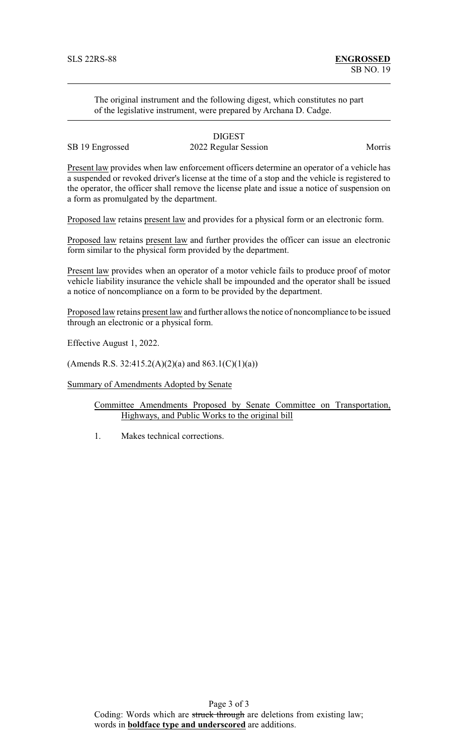The original instrument and the following digest, which constitutes no part of the legislative instrument, were prepared by Archana D. Cadge.

DIGEST

SB 19 Engrossed 2022 Regular Session Morris

Present law provides when law enforcement officers determine an operator of a vehicle has a suspended or revoked driver's license at the time of a stop and the vehicle is registered to the operator, the officer shall remove the license plate and issue a notice of suspension on a form as promulgated by the department.

Proposed law retains present law and provides for a physical form or an electronic form.

Proposed law retains present law and further provides the officer can issue an electronic form similar to the physical form provided by the department.

Present law provides when an operator of a motor vehicle fails to produce proof of motor vehicle liability insurance the vehicle shall be impounded and the operator shall be issued a notice of noncompliance on a form to be provided by the department.

Proposed law retains present law and further allows the notice of noncompliance to be issued through an electronic or a physical form.

Effective August 1, 2022.

(Amends R.S. 32:415.2(A)(2)(a) and 863.1(C)(1)(a))

Summary of Amendments Adopted by Senate

Committee Amendments Proposed by Senate Committee on Transportation, Highways, and Public Works to the original bill

1. Makes technical corrections.

Coding: Words which are ~~struck through~~ are deletions from existing law; words in **boldface type and underscored** are additions.